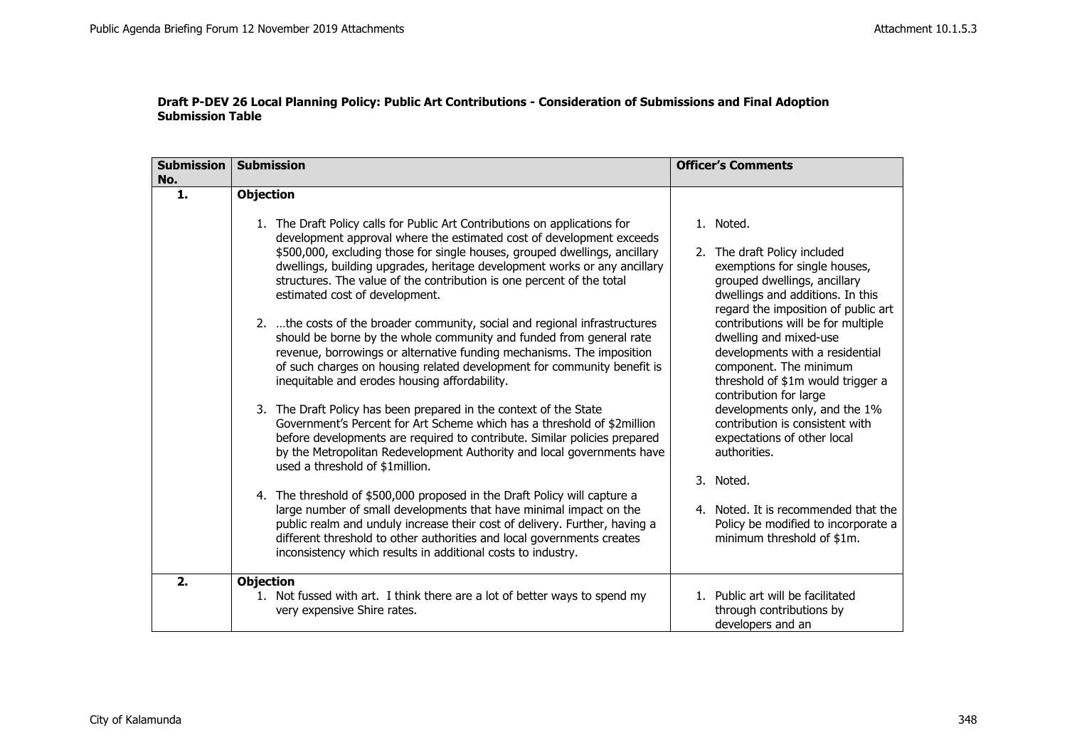**Draft P-DEV 26 Local Planning Policy: Public Art Contributions - Consideration of Submissions and Final Adoption Submission Table**

| Submission No. | Submission | Officer's Comments |
|---|---|---|
| 1. | **Objection**<br><br>1. The Draft Policy calls for Public Art Contributions on applications for development approval where the estimated cost of development exceeds $500,000, excluding those for single houses, grouped dwellings, ancillary dwellings, building upgrades, heritage development works or any ancillary structures. The value of the contribution is one percent of the total estimated cost of development.<br><br>2. …the costs of the broader community, social and regional infrastructures should be borne by the whole community and funded from general rate revenue, borrowings or alternative funding mechanisms. The imposition of such charges on housing related development for community benefit is inequitable and erodes housing affordability.<br><br>3. The Draft Policy has been prepared in the context of the State Government's Percent for Art Scheme which has a threshold of $2million before developments are required to contribute. Similar policies prepared by the Metropolitan Redevelopment Authority and local governments have used a threshold of $1million.<br><br>4. The threshold of $500,000 proposed in the Draft Policy will capture a large number of small developments that have minimal impact on the public realm and unduly increase their cost of delivery. Further, having a different threshold to other authorities and local governments creates inconsistency which results in additional costs to industry. | 1. Noted.<br><br>2. The draft Policy included exemptions for single houses, grouped dwellings, ancillary dwellings and additions. In this regard the imposition of public art contributions will be for multiple dwelling and mixed-use developments with a residential component. The minimum threshold of $1m would trigger a contribution for large developments only, and the 1% contribution is consistent with expectations of other local authorities.<br><br>3. Noted.<br><br>4. Noted. It is recommended that the Policy be modified to incorporate a minimum threshold of $1m. |
| 2. | **Objection**<br>1. Not fussed with art. I think there are a lot of better ways to spend my very expensive Shire rates. | 1. Public art will be facilitated through contributions by developers and an |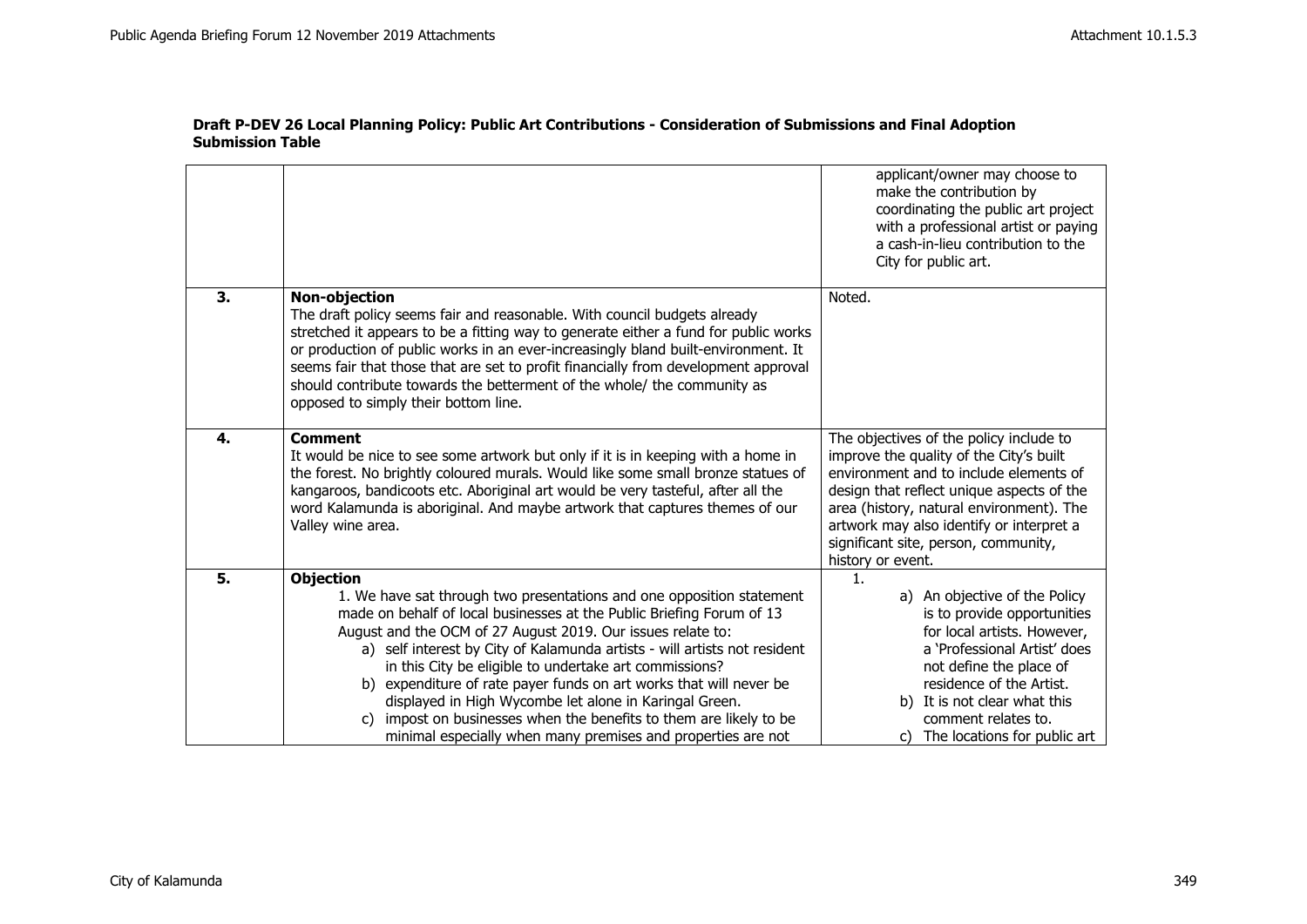**Draft P-DEV 26 Local Planning Policy: Public Art Contributions - Consideration of Submissions and Final Adoption Submission Table**

| | | |
|---|---|---|
| | | applicant/owner may choose to make the contribution by coordinating the public art project with a professional artist or paying a cash-in-lieu contribution to the City for public art. |
| **3.** | **Non-objection**<br>The draft policy seems fair and reasonable. With council budgets already stretched it appears to be a fitting way to generate either a fund for public works or production of public works in an ever-increasingly bland built-environment. It seems fair that those that are set to profit financially from development approval should contribute towards the betterment of the whole/ the community as opposed to simply their bottom line. | Noted. |
| **4.** | **Comment**<br>It would be nice to see some artwork but only if it is in keeping with a home in the forest. No brightly coloured murals. Would like some small bronze statues of kangaroos, bandicoots etc. Aboriginal art would be very tasteful, after all the word Kalamunda is aboriginal. And maybe artwork that captures themes of our Valley wine area. | The objectives of the policy include to improve the quality of the City's built environment and to include elements of design that reflect unique aspects of the area (history, natural environment). The artwork may also identify or interpret a significant site, person, community, history or event. |
| **5.** | **Objection**<br>1. We have sat through two presentations and one opposition statement made on behalf of local businesses at the Public Briefing Forum of 13 August and the OCM of 27 August 2019. Our issues relate to:<br>a) self interest by City of Kalamunda artists - will artists not resident in this City be eligible to undertake art commissions?<br>b) expenditure of rate payer funds on art works that will never be displayed in High Wycombe let alone in Karingal Green.<br>c) impost on businesses when the benefits to them are likely to be minimal especially when many premises and properties are not | 1.<br>a) An objective of the Policy is to provide opportunities for local artists. However, a 'Professional Artist' does not define the place of residence of the Artist.<br>b) It is not clear what this comment relates to.<br>c) The locations for public art |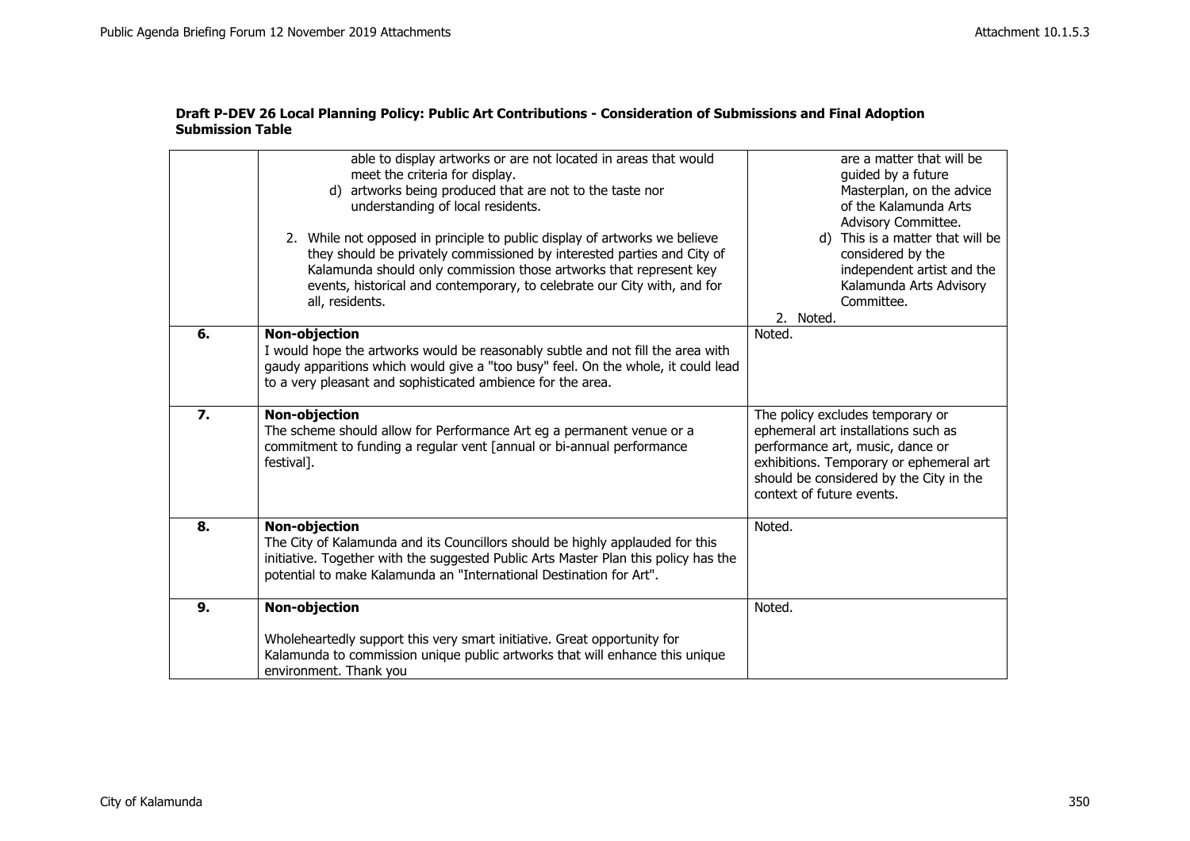**Draft P-DEV 26 Local Planning Policy: Public Art Contributions - Consideration of Submissions and Final Adoption Submission Table**

| | | |
|---|---|---|
| | able to display artworks or are not located in areas that would meet the criteria for display.<br>d) artworks being produced that are not to the taste nor understanding of local residents.<br><br>2. While not opposed in principle to public display of artworks we believe they should be privately commissioned by interested parties and City of Kalamunda should only commission those artworks that represent key events, historical and contemporary, to celebrate our City with, and for all, residents. | are a matter that will be guided by a future Masterplan, on the advice of the Kalamunda Arts Advisory Committee.<br>d) This is a matter that will be considered by the independent artist and the Kalamunda Arts Advisory Committee.<br>2. Noted. |
| **6.** | **Non-objection**<br>I would hope the artworks would be reasonably subtle and not fill the area with gaudy apparitions which would give a "too busy" feel. On the whole, it could lead to a very pleasant and sophisticated ambience for the area. | Noted. |
| **7.** | **Non-objection**<br>The scheme should allow for Performance Art eg a permanent venue or a commitment to funding a regular vent [annual or bi-annual performance festival]. | The policy excludes temporary or ephemeral art installations such as performance art, music, dance or exhibitions. Temporary or ephemeral art should be considered by the City in the context of future events. |
| **8.** | **Non-objection**<br>The City of Kalamunda and its Councillors should be highly applauded for this initiative. Together with the suggested Public Arts Master Plan this policy has the potential to make Kalamunda an "International Destination for Art". | Noted. |
| **9.** | **Non-objection**<br><br>Wholeheartedly support this very smart initiative. Great opportunity for Kalamunda to commission unique public artworks that will enhance this unique environment. Thank you | Noted. |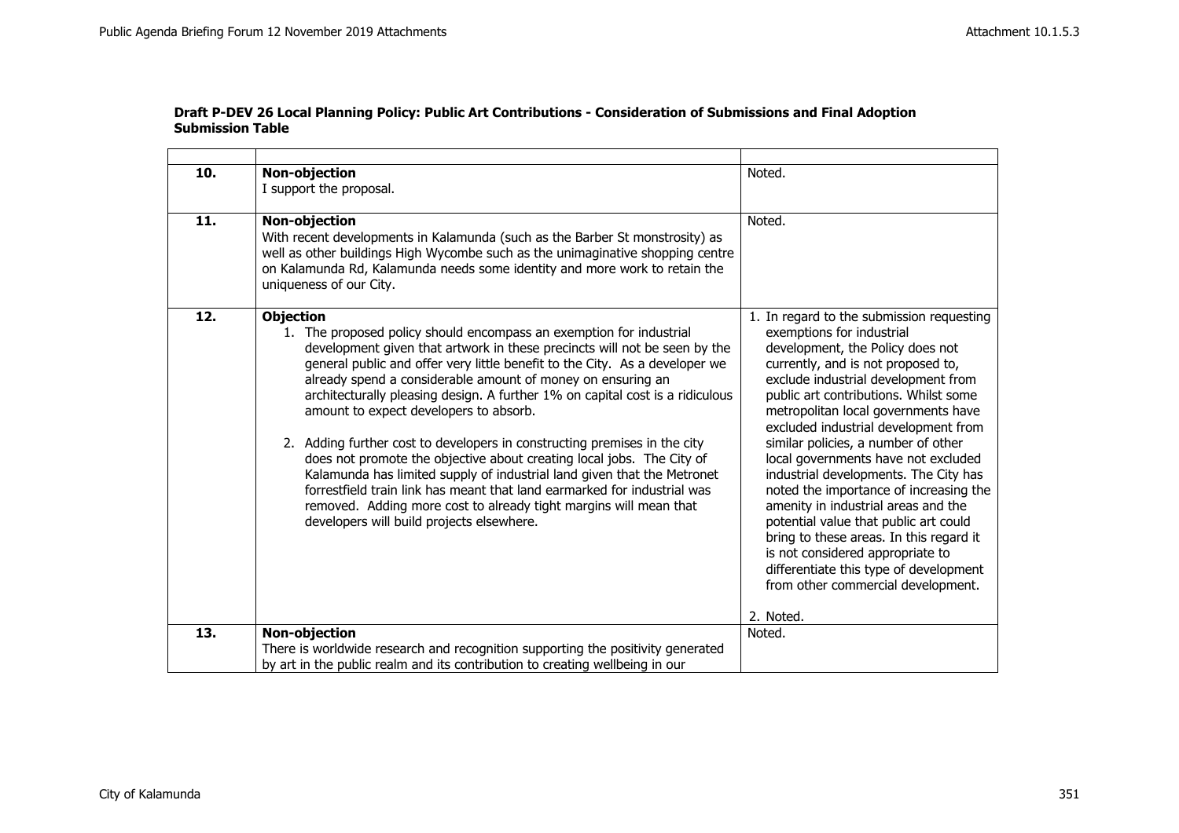**Draft P-DEV 26 Local Planning Policy: Public Art Contributions - Consideration of Submissions and Final Adoption Submission Table**

| | | |
|---|---|---|
| **10.** | **Non-objection**<br>I support the proposal. | Noted. |
| **11.** | **Non-objection**<br>With recent developments in Kalamunda (such as the Barber St monstrosity) as well as other buildings High Wycombe such as the unimaginative shopping centre on Kalamunda Rd, Kalamunda needs some identity and more work to retain the uniqueness of our City. | Noted. |
| **12.** | **Objection**<br>1. The proposed policy should encompass an exemption for industrial development given that artwork in these precincts will not be seen by the general public and offer very little benefit to the City. As a developer we already spend a considerable amount of money on ensuring an architecturally pleasing design. A further 1% on capital cost is a ridiculous amount to expect developers to absorb.<br>2. Adding further cost to developers in constructing premises in the city does not promote the objective about creating local jobs. The City of Kalamunda has limited supply of industrial land given that the Metronet forrestfield train link has meant that land earmarked for industrial was removed. Adding more cost to already tight margins will mean that developers will build projects elsewhere. | 1. In regard to the submission requesting exemptions for industrial development, the Policy does not currently, and is not proposed to, exclude industrial development from public art contributions. Whilst some metropolitan local governments have excluded industrial development from similar policies, a number of other local governments have not excluded industrial developments. The City has noted the importance of increasing the amenity in industrial areas and the potential value that public art could bring to these areas. In this regard it is not considered appropriate to differentiate this type of development from other commercial development.<br>2. Noted. |
| **13.** | **Non-objection**<br>There is worldwide research and recognition supporting the positivity generated by art in the public realm and its contribution to creating wellbeing in our | Noted. |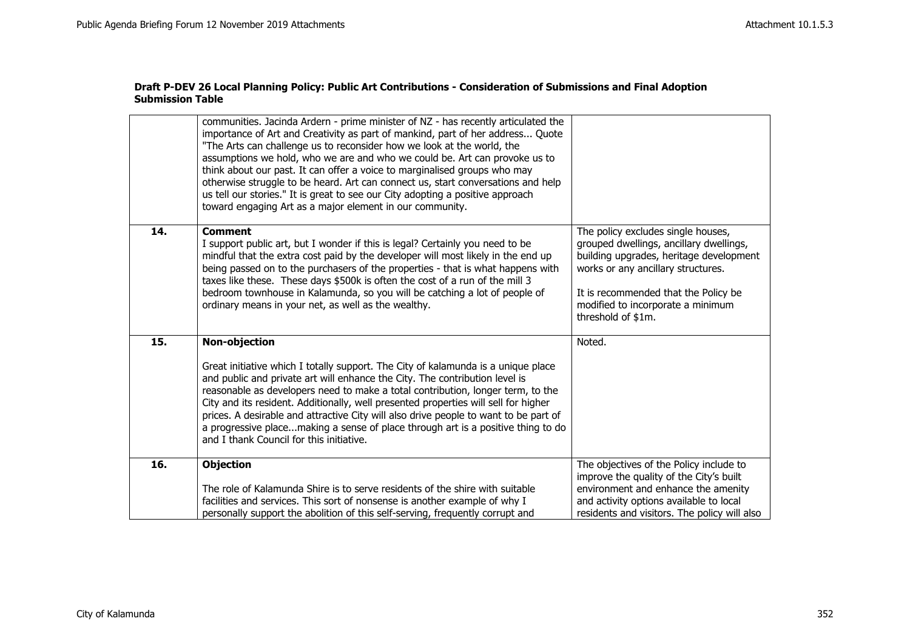**Draft P-DEV 26 Local Planning Policy: Public Art Contributions - Consideration of Submissions and Final Adoption**
**Submission Table**

| | | |
|---|---|---|
| | communities. Jacinda Ardern - prime minister of NZ - has recently articulated the importance of Art and Creativity as part of mankind, part of her address... Quote "The Arts can challenge us to reconsider how we look at the world, the assumptions we hold, who we are and who we could be. Art can provoke us to think about our past. It can offer a voice to marginalised groups who may otherwise struggle to be heard. Art can connect us, start conversations and help us tell our stories." It is great to see our City adopting a positive approach toward engaging Art as a major element in our community. | |
| **14.** | **Comment**<br>I support public art, but I wonder if this is legal? Certainly you need to be mindful that the extra cost paid by the developer will most likely in the end up being passed on to the purchasers of the properties - that is what happens with taxes like these. These days $500k is often the cost of a run of the mill 3 bedroom townhouse in Kalamunda, so you will be catching a lot of people of ordinary means in your net, as well as the wealthy. | The policy excludes single houses, grouped dwellings, ancillary dwellings, building upgrades, heritage development works or any ancillary structures.<br><br>It is recommended that the Policy be modified to incorporate a minimum threshold of $1m. |
| **15.** | **Non-objection**<br><br>Great initiative which I totally support. The City of kalamunda is a unique place and public and private art will enhance the City. The contribution level is reasonable as developers need to make a total contribution, longer term, to the City and its resident. Additionally, well presented properties will sell for higher prices. A desirable and attractive City will also drive people to want to be part of a progressive place...making a sense of place through art is a positive thing to do and I thank Council for this initiative. | Noted. |
| **16.** | **Objection**<br><br>The role of Kalamunda Shire is to serve residents of the shire with suitable facilities and services. This sort of nonsense is another example of why I personally support the abolition of this self-serving, frequently corrupt and | The objectives of the Policy include to improve the quality of the City's built environment and enhance the amenity and activity options available to local residents and visitors. The policy will also |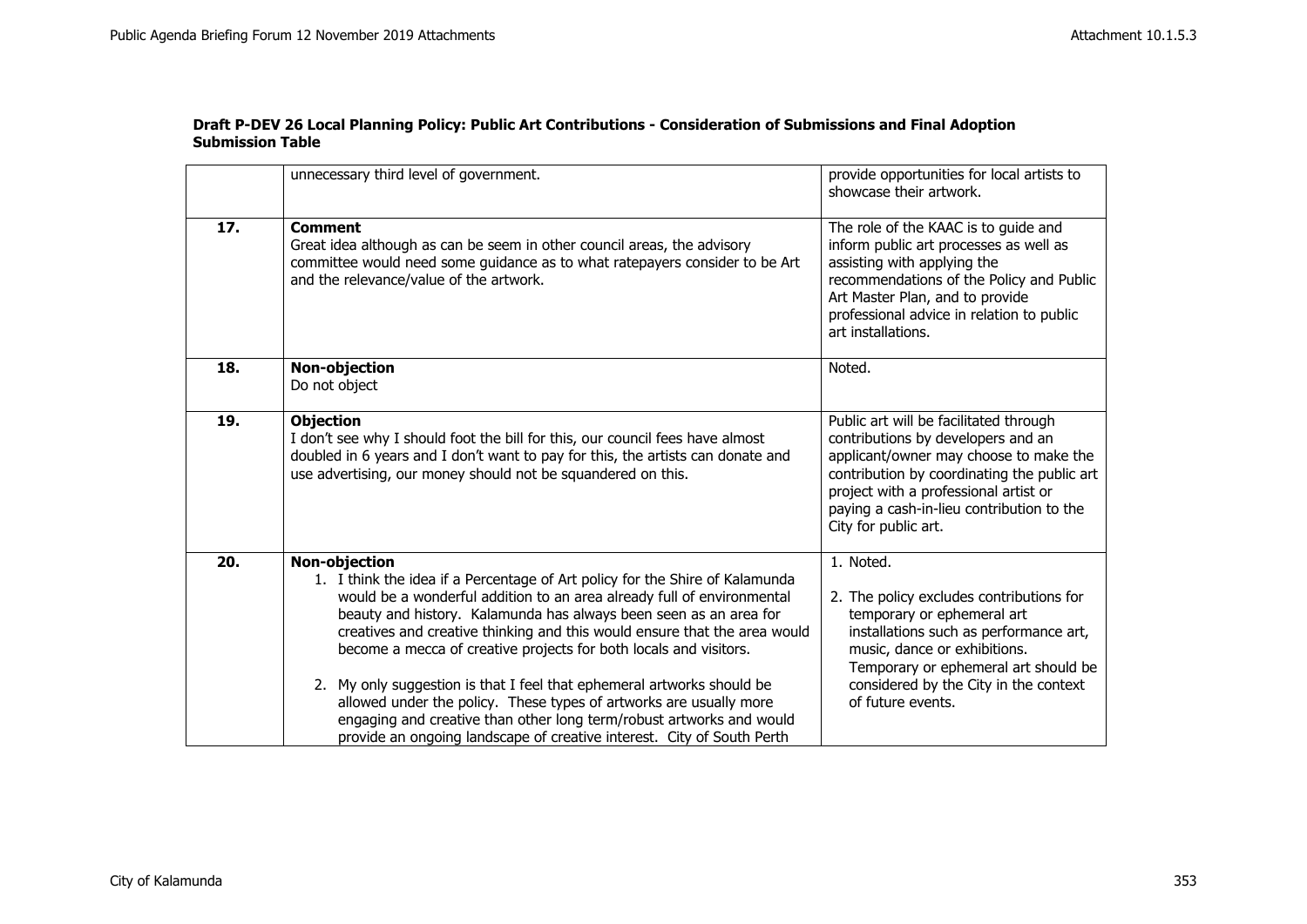**Draft P-DEV 26 Local Planning Policy: Public Art Contributions - Consideration of Submissions and Final Adoption**
**Submission Table**

| | | |
|---|---|---|
| | unnecessary third level of government. | provide opportunities for local artists to showcase their artwork. |
| **17.** | **Comment**<br>Great idea although as can be seem in other council areas, the advisory committee would need some guidance as to what ratepayers consider to be Art and the relevance/value of the artwork. | The role of the KAAC is to guide and inform public art processes as well as assisting with applying the recommendations of the Policy and Public Art Master Plan, and to provide professional advice in relation to public art installations. |
| **18.** | **Non-objection**<br>Do not object | Noted. |
| **19.** | **Objection**<br>I don't see why I should foot the bill for this, our council fees have almost doubled in 6 years and I don't want to pay for this, the artists can donate and use advertising, our money should not be squandered on this. | Public art will be facilitated through contributions by developers and an applicant/owner may choose to make the contribution by coordinating the public art project with a professional artist or paying a cash-in-lieu contribution to the City for public art. |
| **20.** | **Non-objection**<br>1. I think the idea if a Percentage of Art policy for the Shire of Kalamunda would be a wonderful addition to an area already full of environmental beauty and history. Kalamunda has always been seen as an area for creatives and creative thinking and this would ensure that the area would become a mecca of creative projects for both locals and visitors.<br>2. My only suggestion is that I feel that ephemeral artworks should be allowed under the policy. These types of artworks are usually more engaging and creative than other long term/robust artworks and would provide an ongoing landscape of creative interest. City of South Perth | 1. Noted.<br>2. The policy excludes contributions for temporary or ephemeral art installations such as performance art, music, dance or exhibitions. Temporary or ephemeral art should be considered by the City in the context of future events. |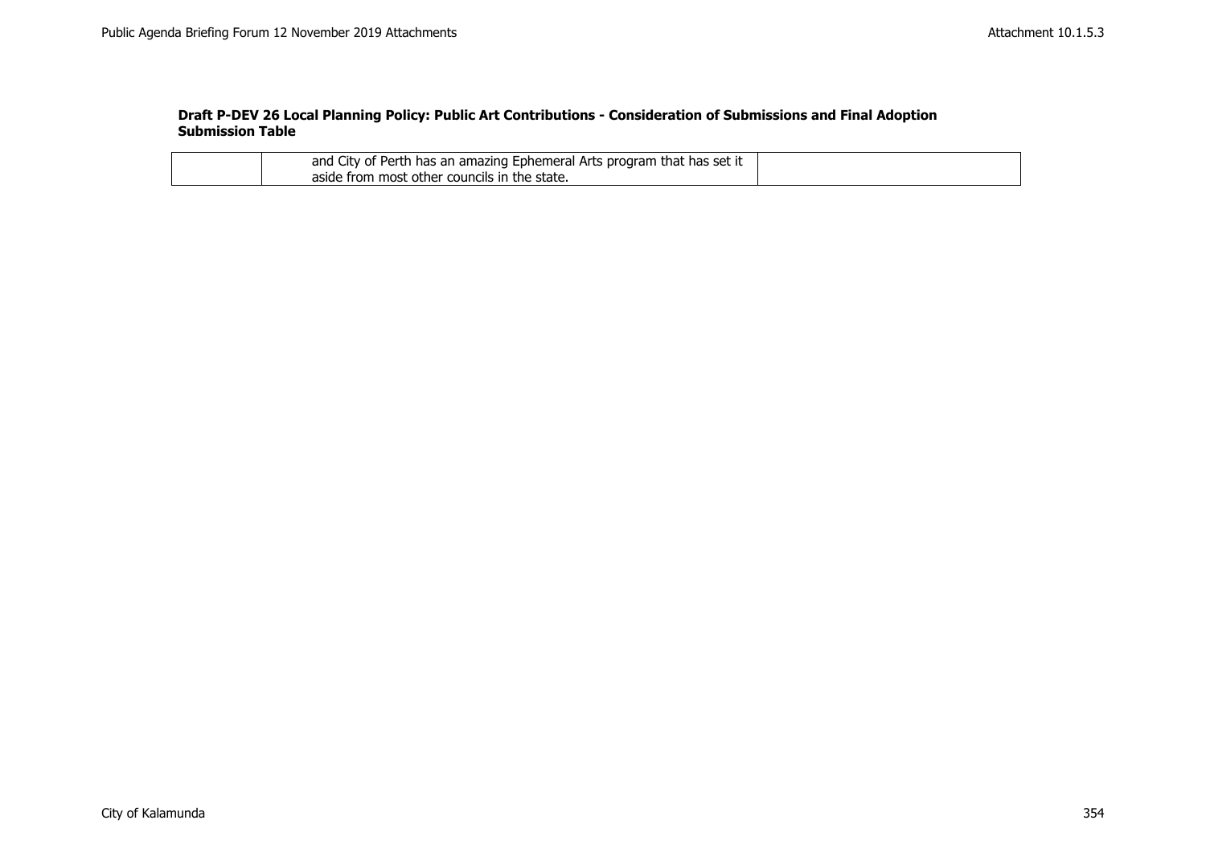**Draft P-DEV 26 Local Planning Policy: Public Art Contributions - Consideration of Submissions and Final Adoption Submission Table**

| | | |
|---|---|---|
| | and City of Perth has an amazing Ephemeral Arts program that has set it aside from most other councils in the state. | |